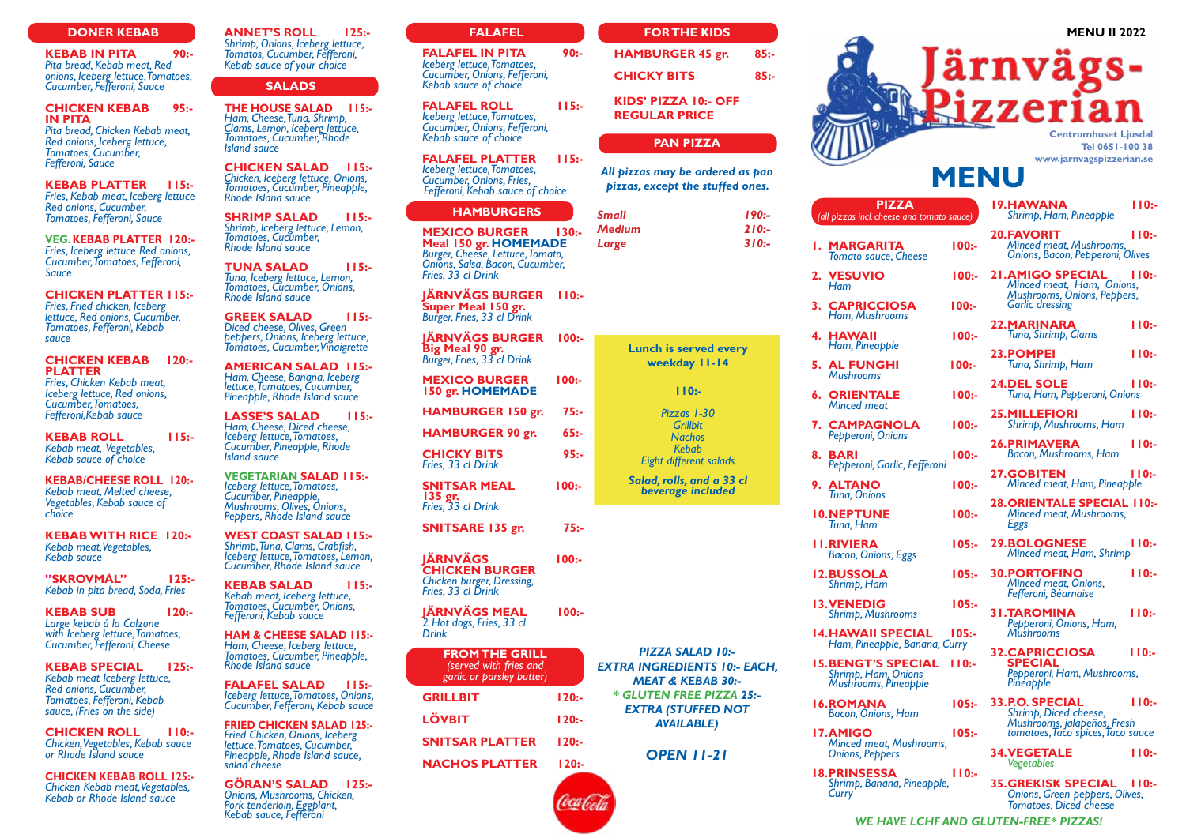MENU II 2022

# Järnvägs-Pizzerian

Centrumhuset Ljusdal
Tel 0651-100 38
www.jarnvagspizzerian.se

# MENU

## DONER KEBAB

**KEBAB IN PITA** 90:-
*Pita bread, Kebab meat, Red onions, Iceberg lettuce, Tomatoes, Cucumber, Fefferoni, Sauce*

**CHICKEN KEBAB IN PITA** 95:-
*Pita bread, Chicken Kebab meat, Red onions, Cucumber, Iceberg lettuce, Tomatoes, Cucumber, Fefferoni, Sauce*

**KEBAB PLATTER** 115:-
*Fries, Kebab meat, Iceberg lettuce Red onions, Cucumber, Tomatoes, Fefferoni, Sauce*

**VEG. KEBAB PLATTER** 120:-
*Fries, Iceberg lettuce Red onions, Cucumber, Tomatoes, Fefferoni, Sauce*

**CHICKEN PLATTER** 115:-
*Fries, Fried chicken, Iceberg lettuce, Red onions, Cucumber, Tomatoes, Fefferoni, Kebab sauce*

**CHICKEN KEBAB PLATTER** 120:-
*Fries, Chicken Kebab meat, Iceberg lettuce, Red onions, Cucumber, Tomatoes, Fefferoni, Kebab sauce*

**KEBAB ROLL** 115:-
*Kebab meat, Vegetables, Kebab sauce of choice*

**KEBAB/CHEESE ROLL** 120:-
*Kebab meat, Melted cheese, Vegetables, Kebab sauce of choice*

**KEBAB WITH RICE** 120:-
*Kebab meat, Vegetables, Kebab sauce*

**"SKROVMÅL"** 125:-
*Kebab in pita bread, Soda, Fries*

**KEBAB SUB** 120:-
*Large kebab á la Calzone with Iceberg lettuce, Tomatoes, Cucumber, Fefferoni, Cheese*

**KEBAB SPECIAL** 125:-
*Kebab meat Iceberg lettuce, Red onions, Tomatoes, Fefferoni, Kebab sauce, (Fries on the side)*

**CHICKEN ROLL** 110:-
*Chicken, Vegetables, Kebab sauce or Rhode Island sauce*

**CHICKEN KEBAB ROLL** 125:-
*Chicken Kebab meat, Vegetables, Kebab or Rhode Island sauce*

**ANNET'S ROLL** 125:-
*Shrimp, Onions, Iceberg lettuce, Tomatoes, Cucumber, Fefferoni, Kebab sauce of your choice*

## SALADS

**THE HOUSE SALAD** 115:-
*Ham, Cheese, Tuna, Shrimp, Clams, Lemon, Iceberg lettuce, Tomatoes, Cucumber, Rhode Island sauce*

**CHICKEN SALAD** 115:-
*Chicken, Iceberg lettuce, Onions, Tomatoes, Cucumber, Pineapple, Rhode Island sauce*

**SHRIMP SALAD** 115:-
*Shrimp, Iceberg lettuce, Lemon, Tomatoes, Cucumber, Rhode Island sauce*

**TUNA SALAD** 115:-
*Tuna, Iceberg lettuce, Lemon, Tomatoes, Cucumber, Onions, Rhode Island sauce*

**GREEK SALAD** 115:-
*Diced cheese, Olives, Green peppers, Onions, Iceberg lettuce, Tomatoes, Cucumber, Vinaigrette*

**AMERICAN SALAD** 115:-
*Ham, Cheese, Banana, Iceberg lettuce, Tomatoes, Cucumber, Pineapple, Rhode Island sauce*

**LASSE'S SALAD** 115:-
*Ham, Cheese, Diced cheese, Iceberg lettuce, Tomatoes, Cucumber, Pineapple, Rhode Island sauce*

**VEGETARIAN SALAD** 115:-
*Iceberg lettuce, Tomatoes, Cucumber, Pineapple, Mushrooms, Olives, Onions, Peppers, Rhode Island sauce*

**WEST COAST SALAD** 115:-
*Shrimp, Tuna, Clams, Crabfish, Iceberg lettuce, Tomatoes, Lemon, Cucumber, Rhode Island sauce*

**KEBAB SALAD** 115:-
*Kebab meat, Iceberg lettuce, Tomatoes, Cucumber, Onions, Fefferoni, Kebab sauce*

**HAM & CHEESE SALAD** 115:-
*Ham, Cheese, Iceberg lettuce, Tomatoes, Cucumber, Pineapple, Rhode Island sauce*

**FALAFEL SALAD** 115:-
*Iceberg lettuce, Tomatoes, Onions, Cucumber, Fefferoni, Kebab sauce*

**FRIED CHICKEN SALAD** 125:-
*Fried Chicken, Onions, Iceberg lettuce, Tomatoes, Cucumber, Pineapple, Rhode Island sauce, salad cheese*

**GÖRAN'S SALAD** 125:-
*Onions, Mushrooms, Chicken, Pork tenderloin, Eggplant, Kebab sauce, Fefferoni*

## FALAFEL

**FALAFEL IN PITA** 90:-
*Iceberg lettuce, Tomatoes, Cucumber, Onions, Fefferoni, Kebab sauce of choice*

**FALAFEL ROLL** 115:-
*Iceberg lettuce, Tomatoes, Cucumber, Onions, Fefferoni, Kebab sauce of choice*

**FALAFEL PLATTER** 115:-
*Iceberg lettuce, Tomatoes, Cucumber, Onions, Fries, Fefferoni, Kebab sauce of choice*

## HAMBURGERS

**MEXICO BURGER Meal 150 gr. HOMEMADE** 130:-
*Burger, Cheese, Lettuce, Tomato, Onions, Salsa, Bacon, Cucumber, Fries, 33 cl Drink*

**JÄRNVÄGS BURGER Super Meal 150 gr.** 110:-
*Burger, Fries, 33 cl Drink*

**JÄRNVÄGS BURGER Big Meal 90 gr.** 100:-
*Burger, Fries, 33 cl Drink*

**MEXICO BURGER 150 gr. HOMEMADE** 100:-

**HAMBURGER 150 gr.** 75:-

**HAMBURGER 90 gr.** 65:-

**CHICKY BITS** 95:-
*Fries, 33 cl Drink*

**SNITSAR MEAL 135 gr.** 100:-
*Fries, 33 cl Drink*

**SNITSARE 135 gr.** 75:-

**JÄRNVÄGS CHICKEN BURGER** 100:-
*Chicken burger, Dressing, Fries, 33 cl Drink*

**JÄRNVÄGS MEAL** 100:-
*2 Hot dogs, Fries, 33 cl Drink*

## FROM THE GRILL
*(served with fries and garlic or parsley butter)*

**GRILLBIT** 120:-

**LÖVBIT** 120:-

**SNITSAR PLATTER** 120:-

**NACHOS PLATTER** 120:-

## FOR THE KIDS

**HAMBURGER 45 gr.** 85:-

**CHICKY BITS** 85:-

**KIDS' PIZZA 10:- OFF REGULAR PRICE**

## PAN PIZZA

***All pizzas may be ordered as pan pizzas, except the stuffed ones.***

| | |
|---|---|
| *Small* | 190:- |
| *Medium* | 210:- |
| *Large* | 310:- |

**Lunch is served every weekday 11-14**

**110:-**

*Pizzas 1-30*
*Grillbit*
*Nachos*
*Kebab*
*Eight different salads*

***Salad, rolls, and a 33 cl beverage included***

***PIZZA SALAD 10:-***
***EXTRA INGREDIENTS 10:- EACH, MEAT & KEBAB 30:-***
***\* GLUTEN FREE PIZZA 25:-***
***EXTRA (STUFFED NOT AVAILABLE)***

***OPEN 11-21***

## PIZZA
*(all pizzas incl. cheese and tomato sauce)*

1. **MARGARITA** 100:-
*Tomato sauce, Cheese*
2. **VESUVIO** 100:-
*Ham*
3. **CAPRICCIOSA** 100:-
*Ham, Mushrooms*
4. **HAWAII** 100:-
*Ham, Pineapple*
5. **AL FUNGHI** 100:-
*Mushrooms*
6. **ORIENTALE** 100:-
*Minced meat*
7. **CAMPAGNOLA** 100:-
*Pepperoni, Onions*
8. **BARI** 100:-
*Pepperoni, Garlic, Fefferoni*
9. **ALTANO** 100:-
*Tuna, Onions*
10. **NEPTUNE** 100:-
*Tuna, Ham*
11. **RIVIERA** 105:-
*Bacon, Onions, Eggs*
12. **BUSSOLA** 105:-
*Shrimp, Ham*
13. **VENEDIG** 105:-
*Shrimp, Mushrooms*
14. **HAWAII SPECIAL** 105:-
*Ham, Pineapple, Banana, Curry*
15. **BENGT'S SPECIAL** 110:-
*Shrimp, Ham, Onions Mushrooms, Pineapple*
16. **ROMANA** 105:-
*Bacon, Onions, Ham*
17. **AMIGO** 105:-
*Minced meat, Mushrooms, Onions, Peppers*
18. **PRINSESSA** 110:-
*Shrimp, Banana, Pineapple, Curry*
19. **HAWANA** 110:-
*Shrimp, Ham, Pineapple*
20. **FAVORIT** 110:-
*Minced meat, Mushrooms, Onions, Bacon, Pepperoni, Olives*
21. **AMIGO SPECIAL** 110:-
*Minced meat, Ham, Onions, Mushrooms, Onions, Peppers, Garlic dressing*
22. **MARINARA** 110:-
*Tuna, Shrimp, Clams*
23. **POMPEI** 110:-
*Tuna, Shrimp, Ham*
24. **DEL SOLE** 110:-
*Tuna, Ham, Pepperoni, Onions*
25. **MILLEFIORI** 110:-
*Shrimp, Mushrooms, Ham*
26. **PRIMAVERA** 110:-
*Bacon, Mushrooms, Ham*
27. **GOBITEN** 110:-
*Minced meat, Ham, Pineapple*
28. **ORIENTALE SPECIAL** 110:-
*Minced meat, Mushrooms, Eggs*
29. **BOLOGNESE** 110:-
*Minced meat, Ham, Shrimp*
30. **PORTOFINO** 110:-
*Minced meat, Onions, Fefferoni, Béarnaise*
31. **TAROMINA** 110:-
*Pepperoni, Onions, Ham, Mushrooms*
32. **CAPRICCIOSA SPECIAL** 110:-
*Pepperoni, Ham, Mushrooms, Pineapple*
33. **P.O. SPECIAL** 110:-
*Shrimp, Diced cheese, Mushrooms, jalapeños, Fresh tomatoes, Taco spices, Taco sauce*
34. **VEGETALE** 110:-
*Vegetables*
35. **GREKISK SPECIAL** 110:-
*Onions, Green peppers, Olives, Tomatoes, Diced cheese*

***WE HAVE LCHF AND GLUTEN-FREE\* PIZZAS!***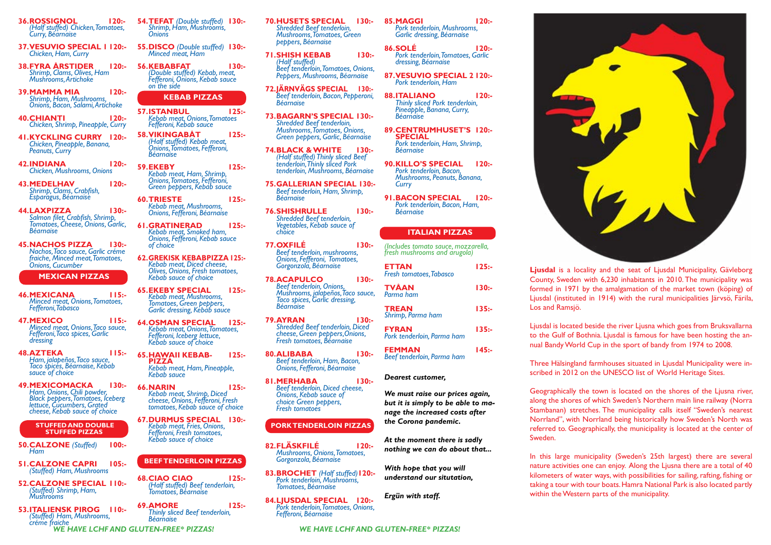**36.ROSSIGNOL** 120:-
*(Half stuffed) Chicken, Tomatoes, Curry, Béarnaise*

**37.VESUVIO SPECIAL 1** 120:-
*Chicken, Ham, Curry*

**38.FYRA ÅRSTIDER** 120:-
*Shrimp, Clams, Olives, Ham Mushrooms, Artichoke*

**39.MAMMA MIA** 120:-
*Shrimp, Ham, Mushrooms, Onions, Bacon, Salami, Artichoke*

**40.CHIANTI** 120:-
*Chicken, Shrimp, Pineapple, Curry*

**41.KYCKLING CURRY** 120:-
*Chicken, Pineapple, Banana, Peanuts, Curry*

**42.INDIANA** 120:-
*Chicken, Mushrooms, Onions*

**43.MEDELHAV** 120:-
*Shrimp, Clams, Crabfish, Esparagus, Béarnaise*

**44.LAXPIZZA** 130:-
*Salmon filet, Crabfish, Shrimp, Tomatoes, Cheese, Onions, Garlic, Béarnaise*

**45.NACHOS PIZZA** 130:-
*Nachos, Taco sauce, Garlic crème fraiche, Minced meat, Tomatoes, Onions, Cucumber*

## MEXICAN PIZZAS

**46.MEXICANA** 115:-
*Minced meat, Onions, Tomatoes, Fefferoni, Tabasco*

**47.MEXICO** 115:-
*Minced meat, Onions, Taco sauce, Fefferoni, Taco spices, Garlic dressing*

**48.AZTEKA** 115:-
*Ham, jalapeños, Taco sauce, Taco spices, Béarnaise, Kebab sauce of choice*

**49.MEXICOMACKA** 130:-
*Ham, Onions, Chili powder, Black peppers, Tomatoes, Iceberg lettuce, Cucumbers, Grated cheese, Kebab sauce of choice*

## STUFFED AND DOUBLE STUFFED PIZZAS

**50.CALZONE** *(Stuffed)* 100:-
*Ham*

**51.CALZONE CAPRI** 105:-
*(Stuffed) Ham, Mushrooms*

**52.CALZONE SPECIAL** 110:-
*(Stuffed) Shrimp, Ham, Mushrooms*

**53.ITALIENSK PIROG** 110:-
*(Stuffed) Ham, Mushrooms, crème fraiche*

**54.TEFAT** *(Double stuffed)* 130:-
*Shrimp, Ham, Mushrooms, Onions*

**55.DISCO** *(Double stuffed)* 130:-
*Minced meat, Ham*

**56.KEBABFAT** 130:-
*(Double stuffed) Kebab, meat, Fefferoni, Onions, Kebab sauce on the side*

## KEBAB PIZZAS

**57.ISTANBUL** 125:-
*Kebab meat, Onions, Tomatoes Fefferoni, Kebab sauce*

**58.VIKINGABÅT** 125:-
*(Half stuffed) Kebab meat, Onions, Tomatoes, Fefferoni, Béarnaise*

**59.EKEBY** 125:-
*Kebab meat, Ham, Shrimp, Onions, Tomatoes, Fefferoni, Green peppers, Kebab sauce*

**60.TRIESTE** 125:-
*Kebab meat, Mushrooms, Onions, Fefferoni, Béarnaise*

**61.GRATINERAD** 125:-
*Kebab meat, Smoked ham, Onions, Fefferoni, Kebab sauce of choice*

**62.GREKISK KEBABPIZZA** 125:-
*Kebab meat, Diced cheese, Olives, Onions, Fresh tomatoes, Kebab sauce of choice*

**65.EKEBY SPECIAL** 125:-
*Kebab meat, Mushrooms, Tomatoes, Green peppers, Garlic dressing, Kebab sauce*

**64.OSMAN SPECIAL** 125:-
*Kebab meat, Onions, Tomatoes, Fefferoni, Iceberg lettuce, Kebab sauce of choice*

**65.HAWAII KEBAB-PIZZA** 125:-
*Kebab meat, Ham, Pineapple, Kebab sauce*

**66.NARIN** 125:-
*Kebab meat, Shrimp, Diced cheese, Onions, Fefferoni, Fresh tomatoes, Kebab sauce of choice*

**67.DURMUS SPECIAL** 130:-
*Kebab meat, Fries, Onions, Fefferoni, Fresh tomatoes, Kebab sauce of choice*

## BEEF TENDERLOIN PIZZAS

**68.CIAO CIAO** 125:-
*(Half stuffed) Beef tenderloin, Tomatoes, Béarnaise*

**69.AMORE** 125:-
*Thinly sliced Beef tenderloin, Béarnaise*

**70.HUSETS SPECIAL** 130:-
*Shredded Beef tenderloin, Mushrooms, Tomatoes, Green peppers, Béarnaise*

**71.SHISH KEBAB** 130:-
*(Half stuffed) Beef tenderloin, Tomatoes, Onions, Peppers, Mushrooms, Béarnaise*

**72.JÄRNVÄGS SPECIAL** 130:-
*Beef tenderloin, Bacon, Pepperoni, Béarnaise*

**73.BAGARN'S SPECIAL** 130:-
*Shredded Beef tenderloin, Mushrooms, Tomatoes, Onions, Green peppers, Garlic, Béarnaise*

**74.BLACK & WHITE** 130:-
*(Half stuffed) Thinly sliced Beef tenderloin, Thinly sliced Pork tenderloin, Mushrooms, Béarnaise*

**75.GALLERIAN SPECIAL** 130:-
*Beef tenderloin, Ham, Shrimp, Béarnaise*

**76.SHISHRULLE** 130:-
*Shredded Beef tenderloin, Vegetables, Kebab sauce of choice*

**77.OXFILÉ** 130:-
*Beef tenderloin, mushrooms, Onions, Fefferoni, Tomatoes, Gorgonzola, Béarnaise*

**78.ACAPULCO** 130:-
*Beef tenderloin, Onions, Mushrooms, jalapeños, Taco sauce, Taco spices, Garlic dressing, Béarnaise*

**79.AYRAN** 130:-
*Shredded Beef tenderloin, Diced cheese, Green peppers, Onions, Fresh tomatoes, Béarnaise*

**80.ALIBABA** 130:-
*Beef tenderloin, Ham, Bacon, Onions, Fefferoni, Béarnaise*

**81.MERHABA** 130:-
*Beef tenderloin, Diced cheese, Onions, Kebab sauce of choice Green peppers, Fresh tomatoes*

## PORK TENDERLOIN PIZZAS

**82.FLÄSKFILÉ** 120:-
*Mushrooms, Onions, Tomatoes, Gorgonzola, Béarnaise*

**83.BROCHET** *(Half stuffed)* 120:-
*Pork tenderloin, Mushrooms, Tomatoes, Béarnaise*

**84.LJUSDAL SPECIAL** 120:-
*Pork tenderloin, Tomatoes, Onions, Fefferoni, Béarnaise*

**85.MAGGI** 120:-
*Pork tenderloin, Mushrooms, Garlic dressing, Béarnaise*

**86.SOLÉ** 120:-
*Pork tenderloin, Tomatoes, Garlic dressing, Béarnaise*

**87.VESUVIO SPECIAL 2** 120:-
*Pork tenderloin, Ham*

**88.ITALIANO** 120:-
*Thinly sliced Pork tenderloin, Pineapple, Banana, Curry, Béarnaise*

**89.CENTRUMHUSET'S SPECIAL** 120:-
*Pork tenderloin, Ham, Shrimp, Béarnaise*

**90.KILLO'S SPECIAL** 120:-
*Pork tenderloin, Bacon, Mushrooms, Peanuts, Banana, Curry*

**91.BACON SPECIAL** 120:-
*Pork tenderloin, Bacon, Ham, Béarnaise*

## ITALIAN PIZZAS

*(Includes tomato sauce, mozzarella, fresh mushrooms and arugola)*

**ETTAN** 125:-
*Fresh tomatoes, Tabasco*

**TVÅAN** 130:-
*Parma ham*

**TREAN** 135:-
*Shrimp, Parma ham*

**FYRAN** 135:-
*Pork tenderloin, Parma ham*

**FEMMAN** 145:-
*Beef tenderloin, Parma ham*

***Dearest customer,***

***We must raise our prices again, but it is simply to be able to manage the increased costs after the Corona pandemic.***

***At the moment there is sadly nothing we can do about that...***

***With hope that you will understand our situtation,***

***Ergün with staff.***

*WE HAVE LCHF AND GLUTEN-FREE\* PIZZAS!*

**Ljusdal** is a locality and the seat of Ljusdal Municipality, Gävleborg County, Sweden with 6,230 inhabitants in 2010. The municipality was formed in 1971 by the amalgamation of the market town (köping) of Ljusdal (instituted in 1914) with the rural municipalities Järvsö, Färila, Los and Ramsjö.

Ljusdal is located beside the river Ljusna which goes from Bruksvallarna to the Gulf of Bothnia. Ljusdal is famous for have been hosting the annual Bandy World Cup in the sport of bandy from 1974 to 2008.

Three Hälsingland farmhouses situated in Ljusdal Municipality were inscribed in 2012 on the UNESCO list of World Heritage Sites.

Geographically the town is located on the shores of the Ljusna river, along the shores of which Sweden's Northern main line railway (Norra Stambanan) stretches. The municipality calls itself "Sweden's nearest Norrland", with Norrland being historically how Sweden's North was referred to. Geographically, the municipality is located at the center of Sweden.

In this large municipality (Sweden's 25th largest) there are several nature activities one can enjoy. Along the Ljusna there are a total of 40 kilometers of water ways, with possibilities for sailing, rafting, fishing or taking a tour with tour boats. Hamra National Park is also located partly within the Western parts of the municipality.